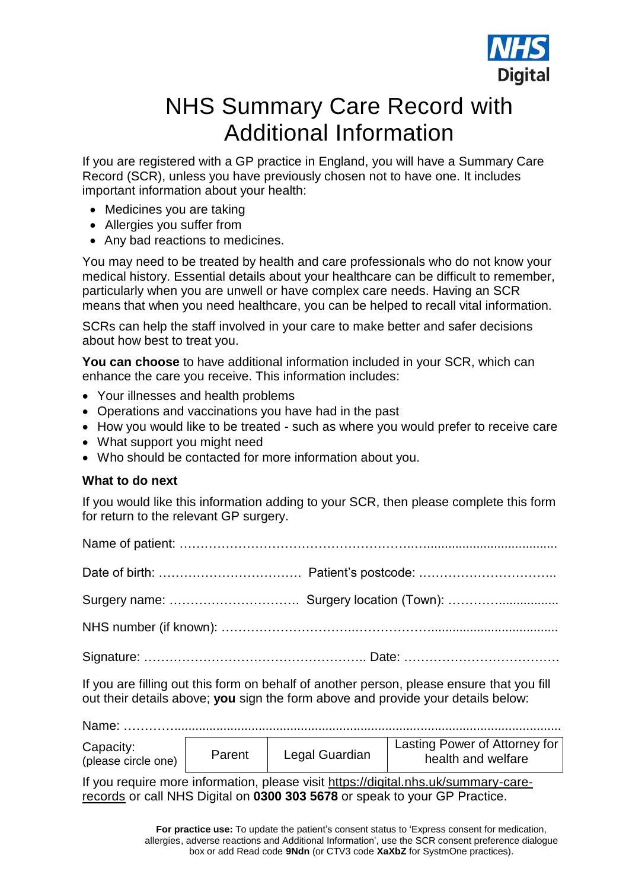NHS Digital

# NHS Summary Care Record with Additional Information

If you are registered with a GP practice in England, you will have a Summary Care Record (SCR), unless you have previously chosen not to have one. It includes important information about your health:

- Medicines you are taking
- Allergies you suffer from
- Any bad reactions to medicines.

You may need to be treated by health and care professionals who do not know your medical history. Essential details about your healthcare can be difficult to remember, particularly when you are unwell or have complex care needs. Having an SCR means that when you need healthcare, you can be helped to recall vital information.

SCRs can help the staff involved in your care to make better and safer decisions about how best to treat you.

**You can choose** to have additional information included in your SCR, which can enhance the care you receive. This information includes:

- Your illnesses and health problems
- Operations and vaccinations you have had in the past
- How you would like to be treated - such as where you would prefer to receive care
- What support you might need
- Who should be contacted for more information about you.

**What to do next**

If you would like this information adding to your SCR, then please complete this form for return to the relevant GP surgery.

Name of patient: ……………………………………………….…......................................

Date of birth: ……………………………. Patient's postcode: …………………………..

Surgery name: …………………………. Surgery location (Town): …………................

NHS number (if known): …………………………..………………....................................

Signature: …………………………………………….. Date: ………………………………

If you are filling out this form on behalf of another person, please ensure that you fill out their details above; **you** sign the form above and provide your details below:

Name: …………..........................................................................................................

| Capacity: (please circle one) | Parent | Legal Guardian | Lasting Power of Attorney for health and welfare |
|---|---|---|---|

If you require more information, please visit https://digital.nhs.uk/summary-care-records or call NHS Digital on **0300 303 5678** or speak to your GP Practice.

**For practice use:** To update the patient's consent status to 'Express consent for medication, allergies, adverse reactions and Additional Information', use the SCR consent preference dialogue box or add Read code **9Ndn** (or CTV3 code **XaXbZ** for SystmOne practices).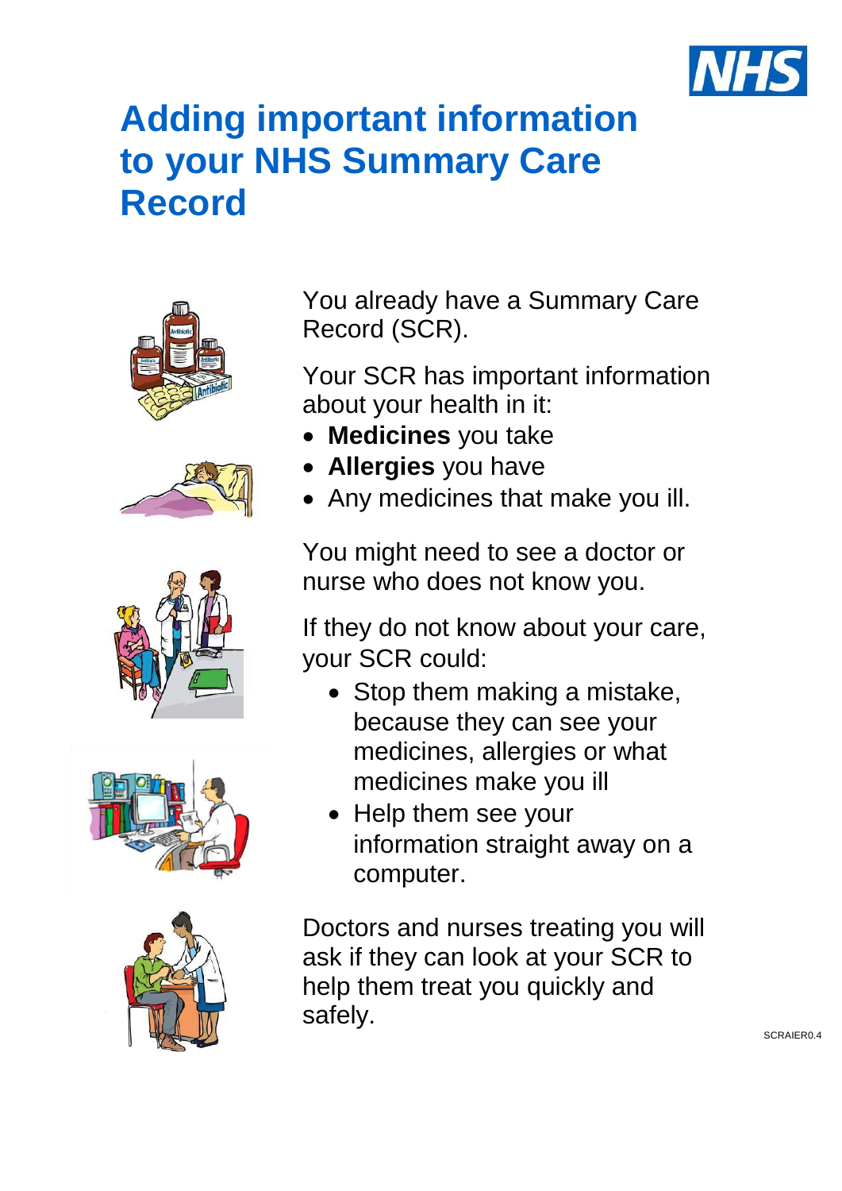# Adding important information to your NHS Summary Care Record

You already have a Summary Care Record (SCR).

Your SCR has important information about your health in it:

- **Medicines** you take
- **Allergies** you have
- Any medicines that make you ill.

You might need to see a doctor or nurse who does not know you.

If they do not know about your care, your SCR could:

- Stop them making a mistake, because they can see your medicines, allergies or what medicines make you ill
- Help them see your information straight away on a computer.

Doctors and nurses treating you will ask if they can look at your SCR to help them treat you quickly and safely.

SCRAIER0.4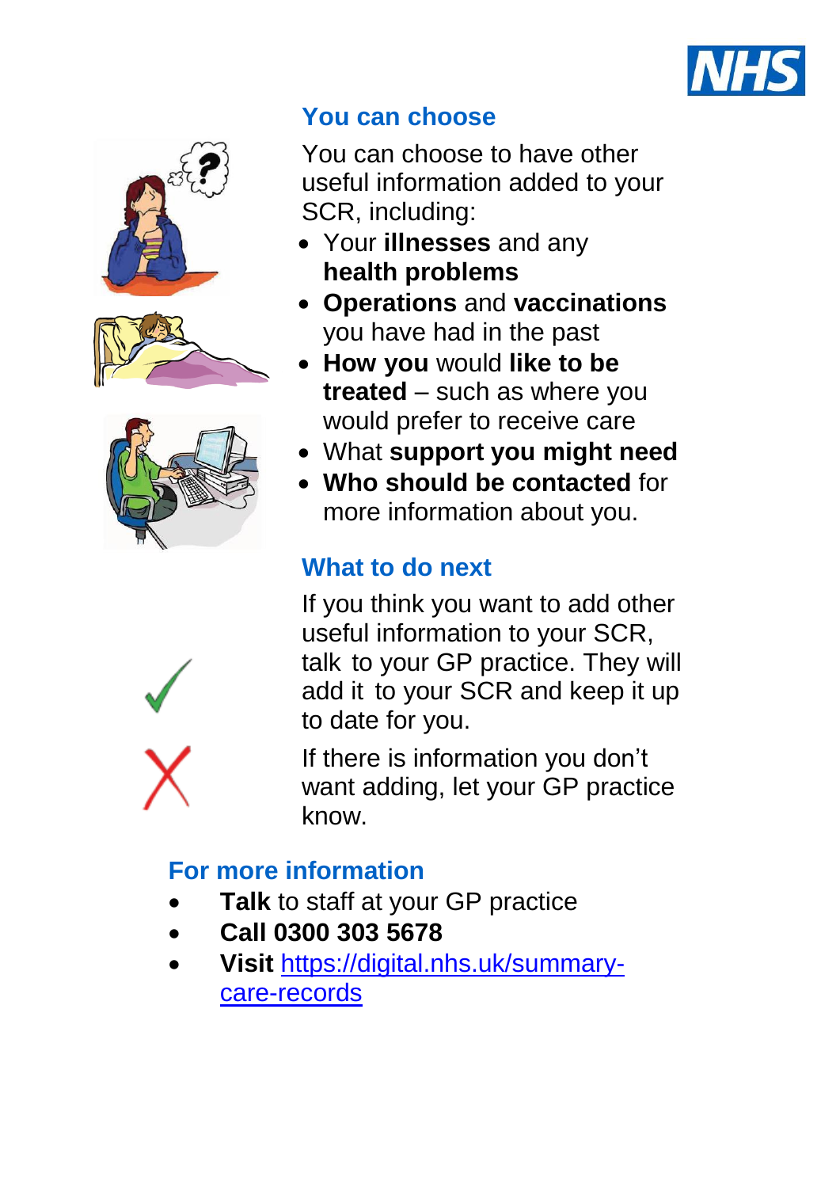## You can choose

You can choose to have other useful information added to your SCR, including:

- Your **illnesses** and any **health problems**
- **Operations** and **vaccinations** you have had in the past
- **How you** would **like to be treated** – such as where you would prefer to receive care
- What **support you might need**
- **Who should be contacted** for more information about you.

## What to do next

If you think you want to add other useful information to your SCR, talk to your GP practice. They will add it to your SCR and keep it up to date for you.

If there is information you don't want adding, let your GP practice know.

## For more information

- **Talk** to staff at your GP practice
- **Call 0300 303 5678**
- **Visit** [https://digital.nhs.uk/summary-care-records](https://digital.nhs.uk/summary-care-records)